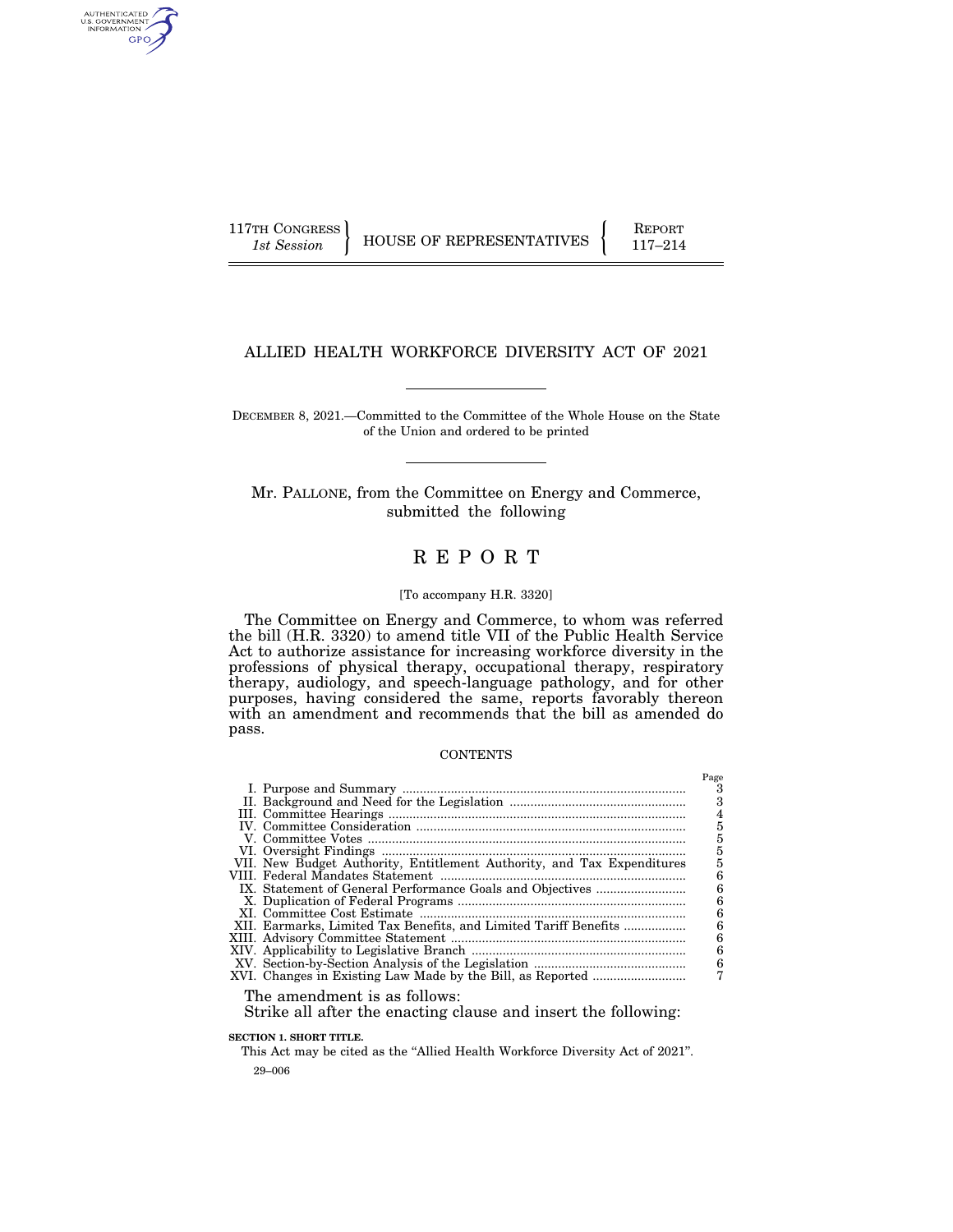117TH CONGRESS
*1st Session*

HOUSE OF REPRESENTATIVES

REPORT
117–214

# ALLIED HEALTH WORKFORCE DIVERSITY ACT OF 2021

DECEMBER 8, 2021.—Committed to the Committee of the Whole House on the State of the Union and ordered to be printed

Mr. PALLONE, from the Committee on Energy and Commerce, submitted the following

# R E P O R T

[To accompany H.R. 3320]

The Committee on Energy and Commerce, to whom was referred the bill (H.R. 3320) to amend title VII of the Public Health Service Act to authorize assistance for increasing workforce diversity in the professions of physical therapy, occupational therapy, respiratory therapy, audiology, and speech-language pathology, and for other purposes, having considered the same, reports favorably thereon with an amendment and recommends that the bill as amended do pass.

CONTENTS

| | Page |
|---|---|
| I. Purpose and Summary | 3 |
| II. Background and Need for the Legislation | 3 |
| III. Committee Hearings | 4 |
| IV. Committee Consideration | 5 |
| V. Committee Votes | 5 |
| VI. Oversight Findings | 5 |
| VII. New Budget Authority, Entitlement Authority, and Tax Expenditures | 5 |
| VIII. Federal Mandates Statement | 6 |
| IX. Statement of General Performance Goals and Objectives | 6 |
| X. Duplication of Federal Programs | 6 |
| XI. Committee Cost Estimate | 6 |
| XII. Earmarks, Limited Tax Benefits, and Limited Tariff Benefits | 6 |
| XIII. Advisory Committee Statement | 6 |
| XIV. Applicability to Legislative Branch | 6 |
| XV. Section-by-Section Analysis of the Legislation | 6 |
| XVI. Changes in Existing Law Made by the Bill, as Reported | 7 |

The amendment is as follows:

Strike all after the enacting clause and insert the following:

**SECTION 1. SHORT TITLE.**

This Act may be cited as the "Allied Health Workforce Diversity Act of 2021".

29–006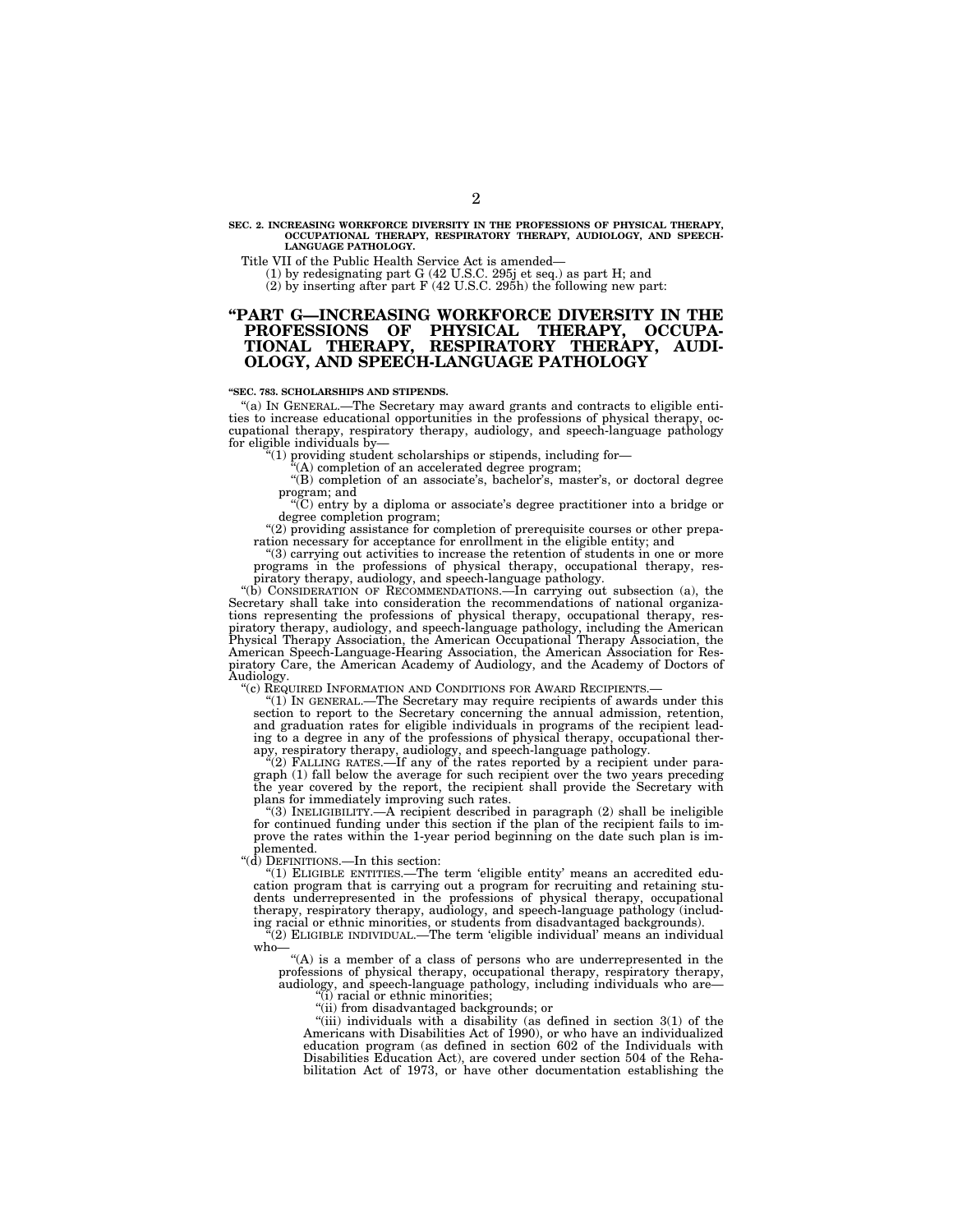**SEC. 2. INCREASING WORKFORCE DIVERSITY IN THE PROFESSIONS OF PHYSICAL THERAPY, OCCUPATIONAL THERAPY, RESPIRATORY THERAPY, AUDIOLOGY, AND SPEECH-LANGUAGE PATHOLOGY.**

Title VII of the Public Health Service Act is amended—

(1) by redesignating part G (42 U.S.C. 295j et seq.) as part H; and

(2) by inserting after part F (42 U.S.C. 295h) the following new part:

# "PART G—INCREASING WORKFORCE DIVERSITY IN THE PROFESSIONS OF PHYSICAL THERAPY, OCCUPATIONAL THERAPY, RESPIRATORY THERAPY, AUDIOLOGY, AND SPEECH-LANGUAGE PATHOLOGY

**"SEC. 783. SCHOLARSHIPS AND STIPENDS.**

"(a) IN GENERAL.—The Secretary may award grants and contracts to eligible entities to increase educational opportunities in the professions of physical therapy, occupational therapy, respiratory therapy, audiology, and speech-language pathology for eligible individuals by—

"(1) providing student scholarships or stipends, including for—

"(A) completion of an accelerated degree program;

"(B) completion of an associate's, bachelor's, master's, or doctoral degree program; and

"(C) entry by a diploma or associate's degree practitioner into a bridge or degree completion program;

"(2) providing assistance for completion of prerequisite courses or other preparation necessary for acceptance for enrollment in the eligible entity; and

"(3) carrying out activities to increase the retention of students in one or more programs in the professions of physical therapy, occupational therapy, respiratory therapy, audiology, and speech-language pathology.

"(b) CONSIDERATION OF RECOMMENDATIONS.—In carrying out subsection (a), the Secretary shall take into consideration the recommendations of national organizations representing the professions of physical therapy, occupational therapy, respiratory therapy, audiology, and speech-language pathology, including the American Physical Therapy Association, the American Occupational Therapy Association, the American Speech-Language-Hearing Association, the American Association for Respiratory Care, the American Academy of Audiology, and the Academy of Doctors of Audiology.

"(c) REQUIRED INFORMATION AND CONDITIONS FOR AWARD RECIPIENTS.—

"(1) IN GENERAL.—The Secretary may require recipients of awards under this section to report to the Secretary concerning the annual admission, retention, and graduation rates for eligible individuals in programs of the recipient leading to a degree in any of the professions of physical therapy, occupational therapy, respiratory therapy, audiology, and speech-language pathology.

"(2) FALLING RATES.—If any of the rates reported by a recipient under paragraph (1) fall below the average for such recipient over the two years preceding the year covered by the report, the recipient shall provide the Secretary with plans for immediately improving such rates.

"(3) INELIGIBILITY.—A recipient described in paragraph (2) shall be ineligible for continued funding under this section if the plan of the recipient fails to improve the rates within the 1-year period beginning on the date such plan is implemented.

"(d) DEFINITIONS.—In this section:

"(1) ELIGIBLE ENTITIES.—The term 'eligible entity' means an accredited education program that is carrying out a program for recruiting and retaining students underrepresented in the professions of physical therapy, occupational therapy, respiratory therapy, audiology, and speech-language pathology (including racial or ethnic minorities, or students from disadvantaged backgrounds).

"(2) ELIGIBLE INDIVIDUAL.—The term 'eligible individual' means an individual who—

"(A) is a member of a class of persons who are underrepresented in the professions of physical therapy, occupational therapy, respiratory therapy, audiology, and speech-language pathology, including individuals who are—

"(i) racial or ethnic minorities;

"(ii) from disadvantaged backgrounds; or

"(iii) individuals with a disability (as defined in section 3(1) of the Americans with Disabilities Act of 1990), or who have an individualized education program (as defined in section 602 of the Individuals with Disabilities Education Act), are covered under section 504 of the Rehabilitation Act of 1973, or have other documentation establishing the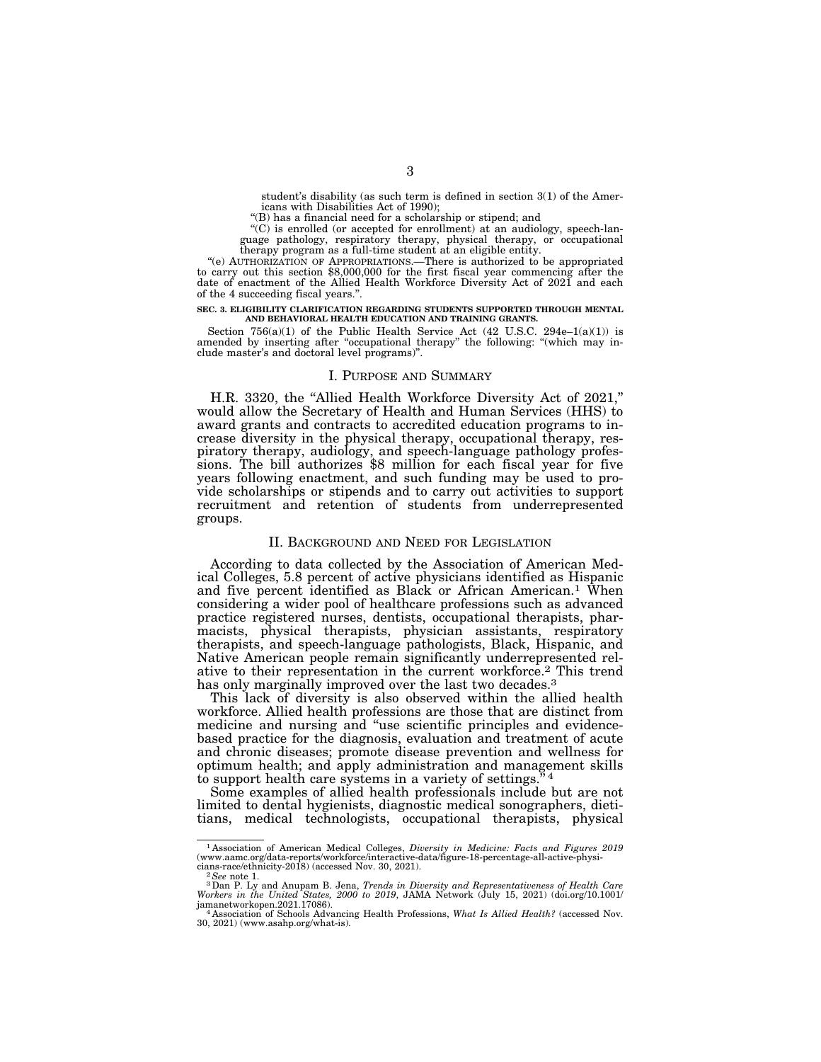student's disability (as such term is defined in section 3(1) of the Americans with Disabilities Act of 1990);

"(B) has a financial need for a scholarship or stipend; and

"(C) is enrolled (or accepted for enrollment) at an audiology, speech-language pathology, respiratory therapy, physical therapy, or occupational therapy program as a full-time student at an eligible entity.

"(e) AUTHORIZATION OF APPROPRIATIONS.—There is authorized to be appropriated to carry out this section $8,000,000 for the first fiscal year commencing after the date of enactment of the Allied Health Workforce Diversity Act of 2021 and each of the 4 succeeding fiscal years.".

**SEC. 3. ELIGIBILITY CLARIFICATION REGARDING STUDENTS SUPPORTED THROUGH MENTAL AND BEHAVIORAL HEALTH EDUCATION AND TRAINING GRANTS.**

Section 756(a)(1) of the Public Health Service Act (42 U.S.C. 294e–1(a)(1)) is amended by inserting after "occupational therapy" the following: "(which may include master's and doctoral level programs)".

## I. PURPOSE AND SUMMARY

H.R. 3320, the "Allied Health Workforce Diversity Act of 2021," would allow the Secretary of Health and Human Services (HHS) to award grants and contracts to accredited education programs to increase diversity in the physical therapy, occupational therapy, respiratory therapy, audiology, and speech-language pathology professions. The bill authorizes $8 million for each fiscal year for five years following enactment, and such funding may be used to provide scholarships or stipends and to carry out activities to support recruitment and retention of students from underrepresented groups.

## II. BACKGROUND AND NEED FOR LEGISLATION

According to data collected by the Association of American Medical Colleges, 5.8 percent of active physicians identified as Hispanic and five percent identified as Black or African American.[1] When considering a wider pool of healthcare professions such as advanced practice registered nurses, dentists, occupational therapists, pharmacists, physical therapists, physician assistants, respiratory therapists, and speech-language pathologists, Black, Hispanic, and Native American people remain significantly underrepresented relative to their representation in the current workforce.[2] This trend has only marginally improved over the last two decades.[3]

This lack of diversity is also observed within the allied health workforce. Allied health professions are those that are distinct from medicine and nursing and "use scientific principles and evidence-based practice for the diagnosis, evaluation and treatment of acute and chronic diseases; promote disease prevention and wellness for optimum health; and apply administration and management skills to support health care systems in a variety of settings."[4]

Some examples of allied health professionals include but are not limited to dental hygienists, diagnostic medical sonographers, dietitians, medical technologists, occupational therapists, physical

---

[1] Association of American Medical Colleges, *Diversity in Medicine: Facts and Figures 2019* (www.aamc.org/data-reports/workforce/interactive-data/figure-18-percentage-all-active-physicians-race/ethnicity-2018) (accessed Nov. 30, 2021).

[2] *See* note 1.

[3] Dan P. Ly and Anupam B. Jena, *Trends in Diversity and Representativeness of Health Care Workers in the United States, 2000 to 2019*, JAMA Network (July 15, 2021) (doi.org/10.1001/jamanetworkopen.2021.17086).

[4] Association of Schools Advancing Health Professions, *What Is Allied Health?* (accessed Nov. 30, 2021) (www.asahp.org/what-is).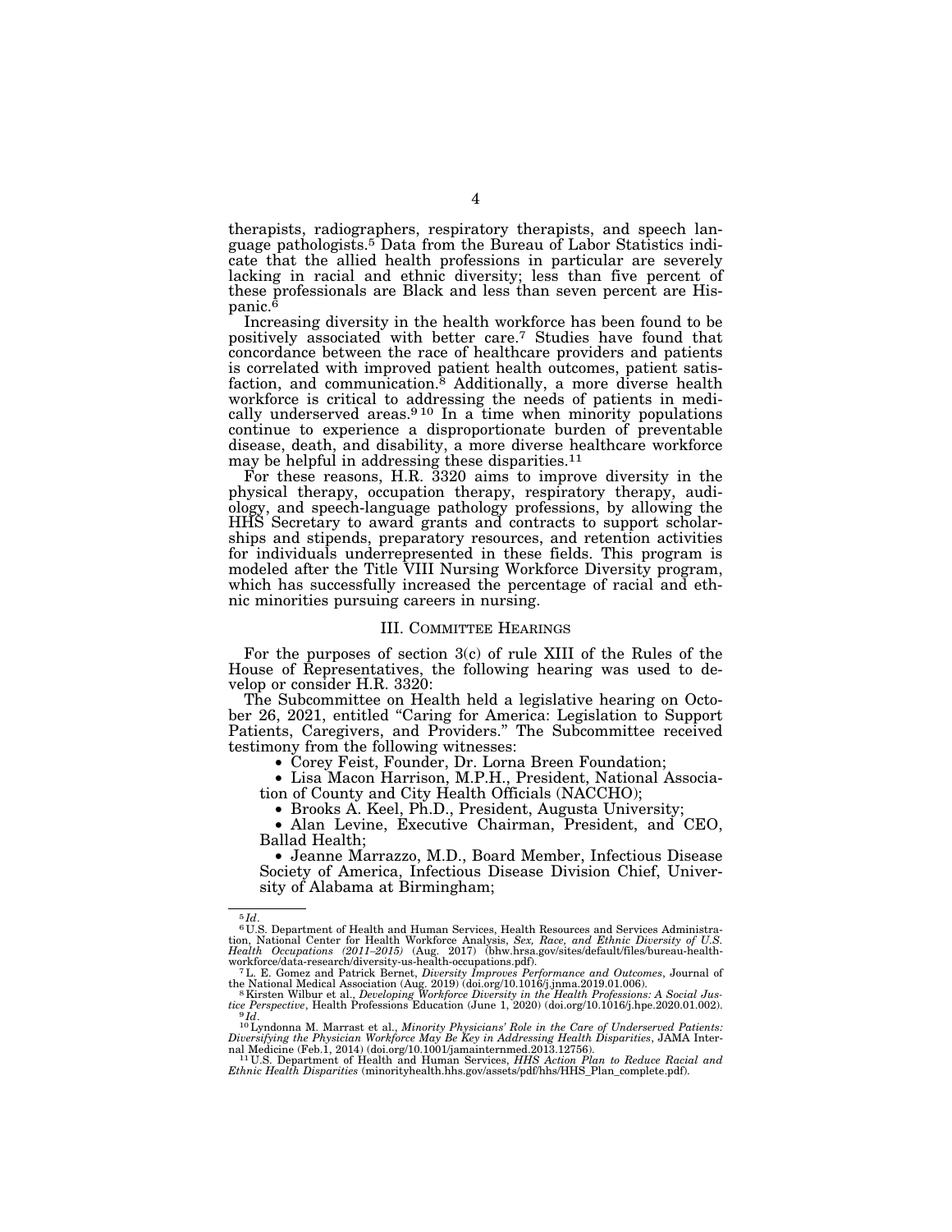therapists, radiographers, respiratory therapists, and speech language pathologists.[5] Data from the Bureau of Labor Statistics indicate that the allied health professions in particular are severely lacking in racial and ethnic diversity; less than five percent of these professionals are Black and less than seven percent are Hispanic.[6]

Increasing diversity in the health workforce has been found to be positively associated with better care.[7] Studies have found that concordance between the race of healthcare providers and patients is correlated with improved patient health outcomes, patient satisfaction, and communication.[8] Additionally, a more diverse health workforce is critical to addressing the needs of patients in medically underserved areas.[9 10] In a time when minority populations continue to experience a disproportionate burden of preventable disease, death, and disability, a more diverse healthcare workforce may be helpful in addressing these disparities.[11]

For these reasons, H.R. 3320 aims to improve diversity in the physical therapy, occupation therapy, respiratory therapy, audiology, and speech-language pathology professions, by allowing the HHS Secretary to award grants and contracts to support scholarships and stipends, preparatory resources, and retention activities for individuals underrepresented in these fields. This program is modeled after the Title VIII Nursing Workforce Diversity program, which has successfully increased the percentage of racial and ethnic minorities pursuing careers in nursing.

## III. Committee Hearings

For the purposes of section 3(c) of rule XIII of the Rules of the House of Representatives, the following hearing was used to develop or consider H.R. 3320:

The Subcommittee on Health held a legislative hearing on October 26, 2021, entitled "Caring for America: Legislation to Support Patients, Caregivers, and Providers." The Subcommittee received testimony from the following witnesses:

- Corey Feist, Founder, Dr. Lorna Breen Foundation;
- Lisa Macon Harrison, M.P.H., President, National Association of County and City Health Officials (NACCHO);
- Brooks A. Keel, Ph.D., President, Augusta University;
- Alan Levine, Executive Chairman, President, and CEO, Ballad Health;
- Jeanne Marrazzo, M.D., Board Member, Infectious Disease Society of America, Infectious Disease Division Chief, University of Alabama at Birmingham;

---

[5] *Id*.

[6] U.S. Department of Health and Human Services, Health Resources and Services Administration, National Center for Health Workforce Analysis, *Sex, Race, and Ethnic Diversity of U.S. Health Occupations (2011–2015)* (Aug. 2017) (bhw.hrsa.gov/sites/default/files/bureau-health-workforce/data-research/diversity-us-health-occupations.pdf).

[7] L. E. Gomez and Patrick Bernet, *Diversity Improves Performance and Outcomes*, Journal of the National Medical Association (Aug. 2019) (doi.org/10.1016/j.jnma.2019.01.006).

[8] Kirsten Wilbur et al., *Developing Workforce Diversity in the Health Professions: A Social Justice Perspective*, Health Professions Education (June 1, 2020) (doi.org/10.1016/j.hpe.2020.01.002).

[9] *Id*.

[10] Lyndonna M. Marrast et al., *Minority Physicians' Role in the Care of Underserved Patients: Diversifying the Physician Workforce May Be Key in Addressing Health Disparities*, JAMA Internal Medicine (Feb.1, 2014) (doi.org/10.1001/jamainternmed.2013.12756).

[11] U.S. Department of Health and Human Services, *HHS Action Plan to Reduce Racial and Ethnic Health Disparities* (minorityhealth.hhs.gov/assets/pdf/hhs/HHS_Plan_complete.pdf).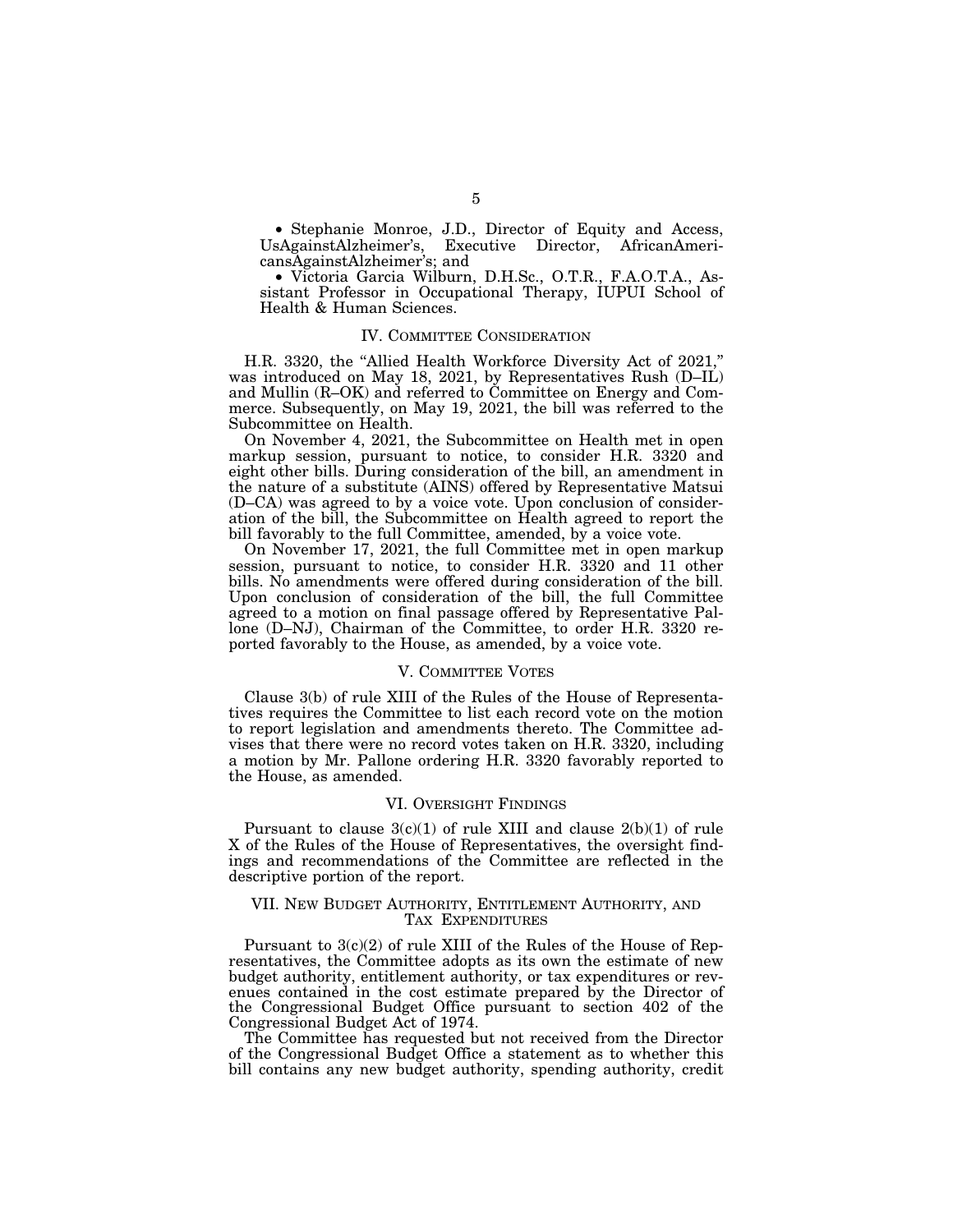- Stephanie Monroe, J.D., Director of Equity and Access, UsAgainstAlzheimer's, Executive Director, AfricanAmericansAgainstAlzheimer's; and
- Victoria Garcia Wilburn, D.H.Sc., O.T.R., F.A.O.T.A., Assistant Professor in Occupational Therapy, IUPUI School of Health & Human Sciences.

## IV. Committee Consideration

H.R. 3320, the "Allied Health Workforce Diversity Act of 2021," was introduced on May 18, 2021, by Representatives Rush (D–IL) and Mullin (R–OK) and referred to Committee on Energy and Commerce. Subsequently, on May 19, 2021, the bill was referred to the Subcommittee on Health.

On November 4, 2021, the Subcommittee on Health met in open markup session, pursuant to notice, to consider H.R. 3320 and eight other bills. During consideration of the bill, an amendment in the nature of a substitute (AINS) offered by Representative Matsui (D–CA) was agreed to by a voice vote. Upon conclusion of consideration of the bill, the Subcommittee on Health agreed to report the bill favorably to the full Committee, amended, by a voice vote.

On November 17, 2021, the full Committee met in open markup session, pursuant to notice, to consider H.R. 3320 and 11 other bills. No amendments were offered during consideration of the bill. Upon conclusion of consideration of the bill, the full Committee agreed to a motion on final passage offered by Representative Pallone (D–NJ), Chairman of the Committee, to order H.R. 3320 reported favorably to the House, as amended, by a voice vote.

## V. Committee Votes

Clause 3(b) of rule XIII of the Rules of the House of Representatives requires the Committee to list each record vote on the motion to report legislation and amendments thereto. The Committee advises that there were no record votes taken on H.R. 3320, including a motion by Mr. Pallone ordering H.R. 3320 favorably reported to the House, as amended.

## VI. Oversight Findings

Pursuant to clause 3(c)(1) of rule XIII and clause 2(b)(1) of rule X of the Rules of the House of Representatives, the oversight findings and recommendations of the Committee are reflected in the descriptive portion of the report.

## VII. New Budget Authority, Entitlement Authority, and Tax Expenditures

Pursuant to 3(c)(2) of rule XIII of the Rules of the House of Representatives, the Committee adopts as its own the estimate of new budget authority, entitlement authority, or tax expenditures or revenues contained in the cost estimate prepared by the Director of the Congressional Budget Office pursuant to section 402 of the Congressional Budget Act of 1974.

The Committee has requested but not received from the Director of the Congressional Budget Office a statement as to whether this bill contains any new budget authority, spending authority, credit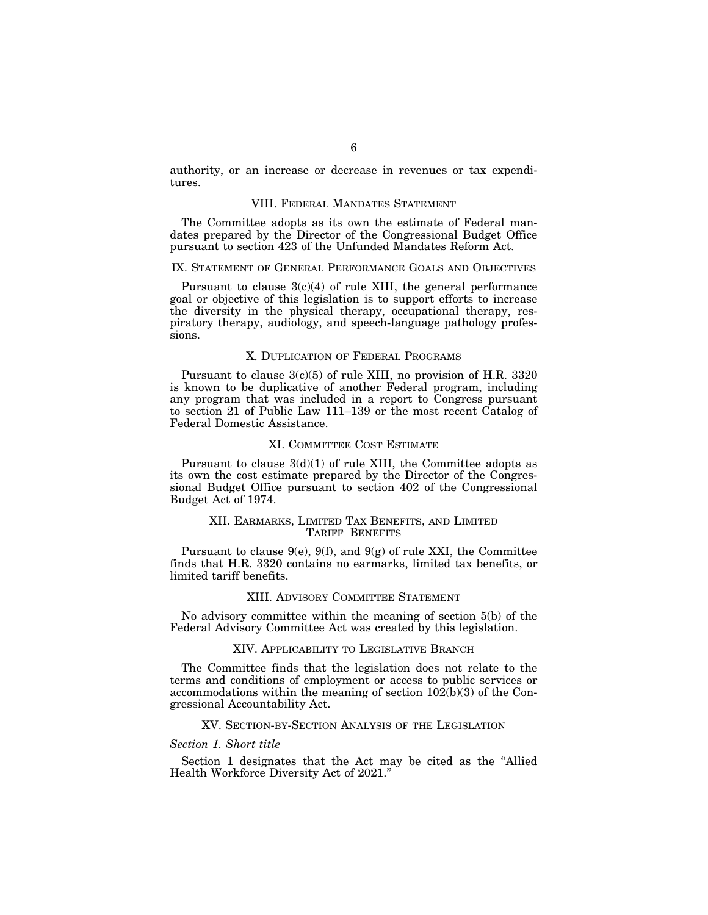authority, or an increase or decrease in revenues or tax expenditures.

## VIII. Federal Mandates Statement

The Committee adopts as its own the estimate of Federal mandates prepared by the Director of the Congressional Budget Office pursuant to section 423 of the Unfunded Mandates Reform Act.

## IX. Statement of General Performance Goals and Objectives

Pursuant to clause 3(c)(4) of rule XIII, the general performance goal or objective of this legislation is to support efforts to increase the diversity in the physical therapy, occupational therapy, respiratory therapy, audiology, and speech-language pathology professions.

## X. Duplication of Federal Programs

Pursuant to clause 3(c)(5) of rule XIII, no provision of H.R. 3320 is known to be duplicative of another Federal program, including any program that was included in a report to Congress pursuant to section 21 of Public Law 111–139 or the most recent Catalog of Federal Domestic Assistance.

## XI. Committee Cost Estimate

Pursuant to clause 3(d)(1) of rule XIII, the Committee adopts as its own the cost estimate prepared by the Director of the Congressional Budget Office pursuant to section 402 of the Congressional Budget Act of 1974.

## XII. Earmarks, Limited Tax Benefits, and Limited Tariff Benefits

Pursuant to clause 9(e), 9(f), and 9(g) of rule XXI, the Committee finds that H.R. 3320 contains no earmarks, limited tax benefits, or limited tariff benefits.

## XIII. Advisory Committee Statement

No advisory committee within the meaning of section 5(b) of the Federal Advisory Committee Act was created by this legislation.

## XIV. Applicability to Legislative Branch

The Committee finds that the legislation does not relate to the terms and conditions of employment or access to public services or accommodations within the meaning of section 102(b)(3) of the Congressional Accountability Act.

## XV. Section-by-Section Analysis of the Legislation

*Section 1. Short title*

Section 1 designates that the Act may be cited as the "Allied Health Workforce Diversity Act of 2021."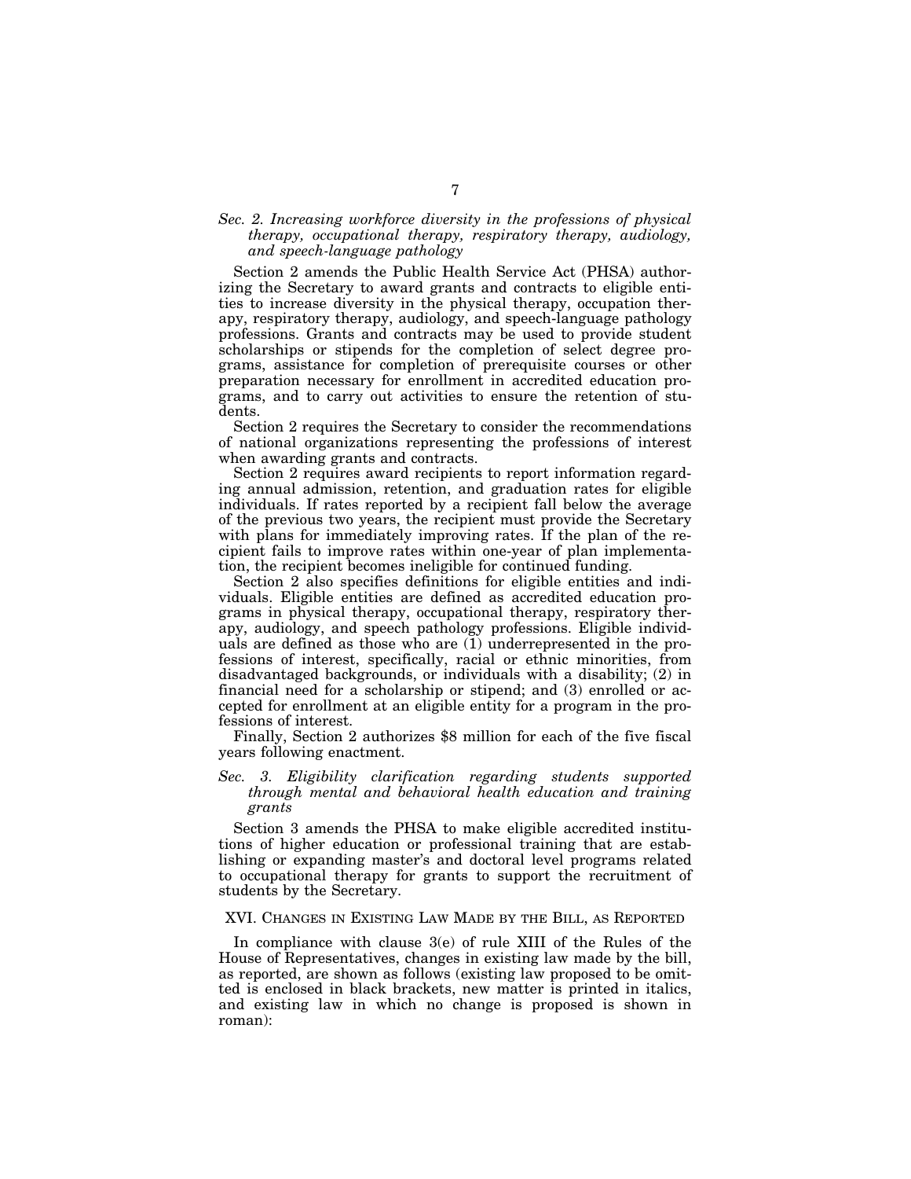*Sec. 2. Increasing workforce diversity in the professions of physical therapy, occupational therapy, respiratory therapy, audiology, and speech-language pathology*

Section 2 amends the Public Health Service Act (PHSA) authorizing the Secretary to award grants and contracts to eligible entities to increase diversity in the physical therapy, occupation therapy, respiratory therapy, audiology, and speech-language pathology professions. Grants and contracts may be used to provide student scholarships or stipends for the completion of select degree programs, assistance for completion of prerequisite courses or other preparation necessary for enrollment in accredited education programs, and to carry out activities to ensure the retention of students.

Section 2 requires the Secretary to consider the recommendations of national organizations representing the professions of interest when awarding grants and contracts.

Section 2 requires award recipients to report information regarding annual admission, retention, and graduation rates for eligible individuals. If rates reported by a recipient fall below the average of the previous two years, the recipient must provide the Secretary with plans for immediately improving rates. If the plan of the recipient fails to improve rates within one-year of plan implementation, the recipient becomes ineligible for continued funding.

Section 2 also specifies definitions for eligible entities and individuals. Eligible entities are defined as accredited education programs in physical therapy, occupational therapy, respiratory therapy, audiology, and speech pathology professions. Eligible individuals are defined as those who are (1) underrepresented in the professions of interest, specifically, racial or ethnic minorities, from disadvantaged backgrounds, or individuals with a disability; (2) in financial need for a scholarship or stipend; and (3) enrolled or accepted for enrollment at an eligible entity for a program in the professions of interest.

Finally, Section 2 authorizes $8 million for each of the five fiscal years following enactment.

*Sec. 3. Eligibility clarification regarding students supported through mental and behavioral health education and training grants*

Section 3 amends the PHSA to make eligible accredited institutions of higher education or professional training that are establishing or expanding master's and doctoral level programs related to occupational therapy for grants to support the recruitment of students by the Secretary.

## XVI. Changes in Existing Law Made by the Bill, as Reported

In compliance with clause 3(e) of rule XIII of the Rules of the House of Representatives, changes in existing law made by the bill, as reported, are shown as follows (existing law proposed to be omitted is enclosed in black brackets, new matter is printed in italics, and existing law in which no change is proposed is shown in roman):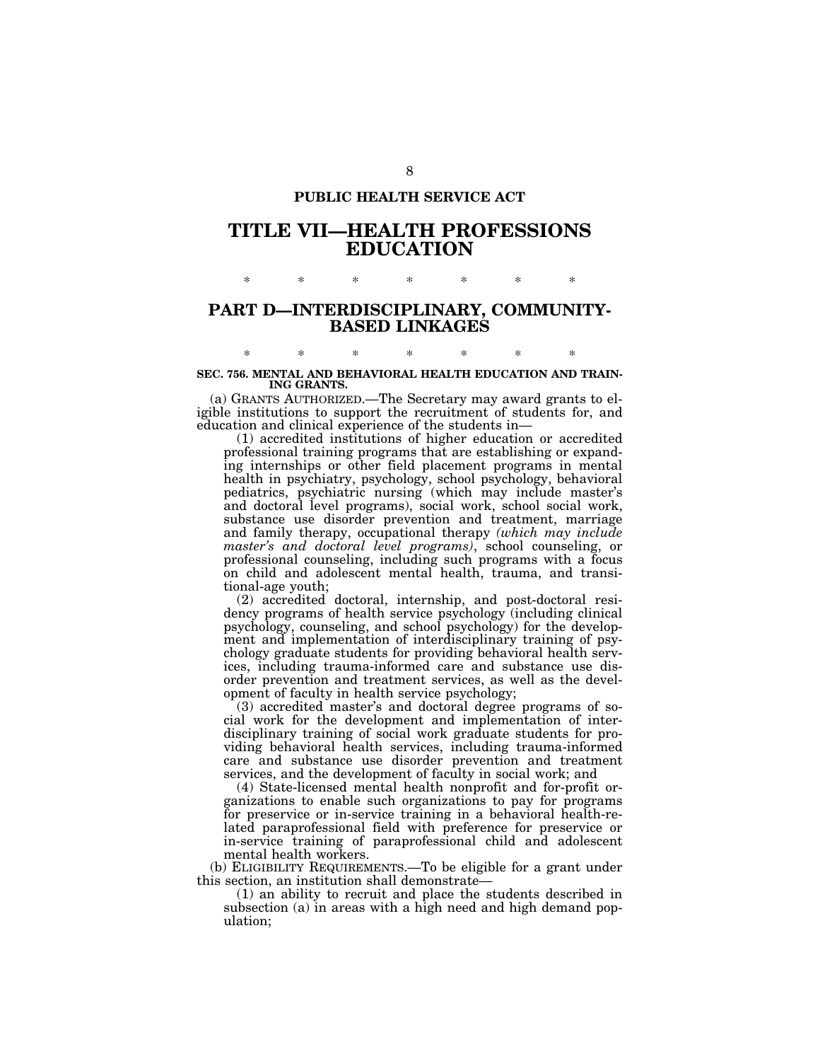**PUBLIC HEALTH SERVICE ACT**

# TITLE VII—HEALTH PROFESSIONS EDUCATION

\* \* \* \* \* \* \*

## PART D—INTERDISCIPLINARY, COMMUNITY-BASED LINKAGES

\* \* \* \* \* \* \*

**SEC. 756. MENTAL AND BEHAVIORAL HEALTH EDUCATION AND TRAINING GRANTS.**

(a) GRANTS AUTHORIZED.—The Secretary may award grants to eligible institutions to support the recruitment of students for, and education and clinical experience of the students in—

(1) accredited institutions of higher education or accredited professional training programs that are establishing or expanding internships or other field placement programs in mental health in psychiatry, psychology, school psychology, behavioral pediatrics, psychiatric nursing (which may include master's and doctoral level programs), social work, school social work, substance use disorder prevention and treatment, marriage and family therapy, occupational therapy *(which may include master's and doctoral level programs)*, school counseling, or professional counseling, including such programs with a focus on child and adolescent mental health, trauma, and transitional-age youth;

(2) accredited doctoral, internship, and post-doctoral residency programs of health service psychology (including clinical psychology, counseling, and school psychology) for the development and implementation of interdisciplinary training of psychology graduate students for providing behavioral health services, including trauma-informed care and substance use disorder prevention and treatment services, as well as the development of faculty in health service psychology;

(3) accredited master's and doctoral degree programs of social work for the development and implementation of interdisciplinary training of social work graduate students for providing behavioral health services, including trauma-informed care and substance use disorder prevention and treatment services, and the development of faculty in social work; and

(4) State-licensed mental health nonprofit and for-profit organizations to enable such organizations to pay for programs for preservice or in-service training in a behavioral health-related paraprofessional field with preference for preservice or in-service training of paraprofessional child and adolescent mental health workers.

(b) ELIGIBILITY REQUIREMENTS.—To be eligible for a grant under this section, an institution shall demonstrate—

(1) an ability to recruit and place the students described in subsection (a) in areas with a high need and high demand population;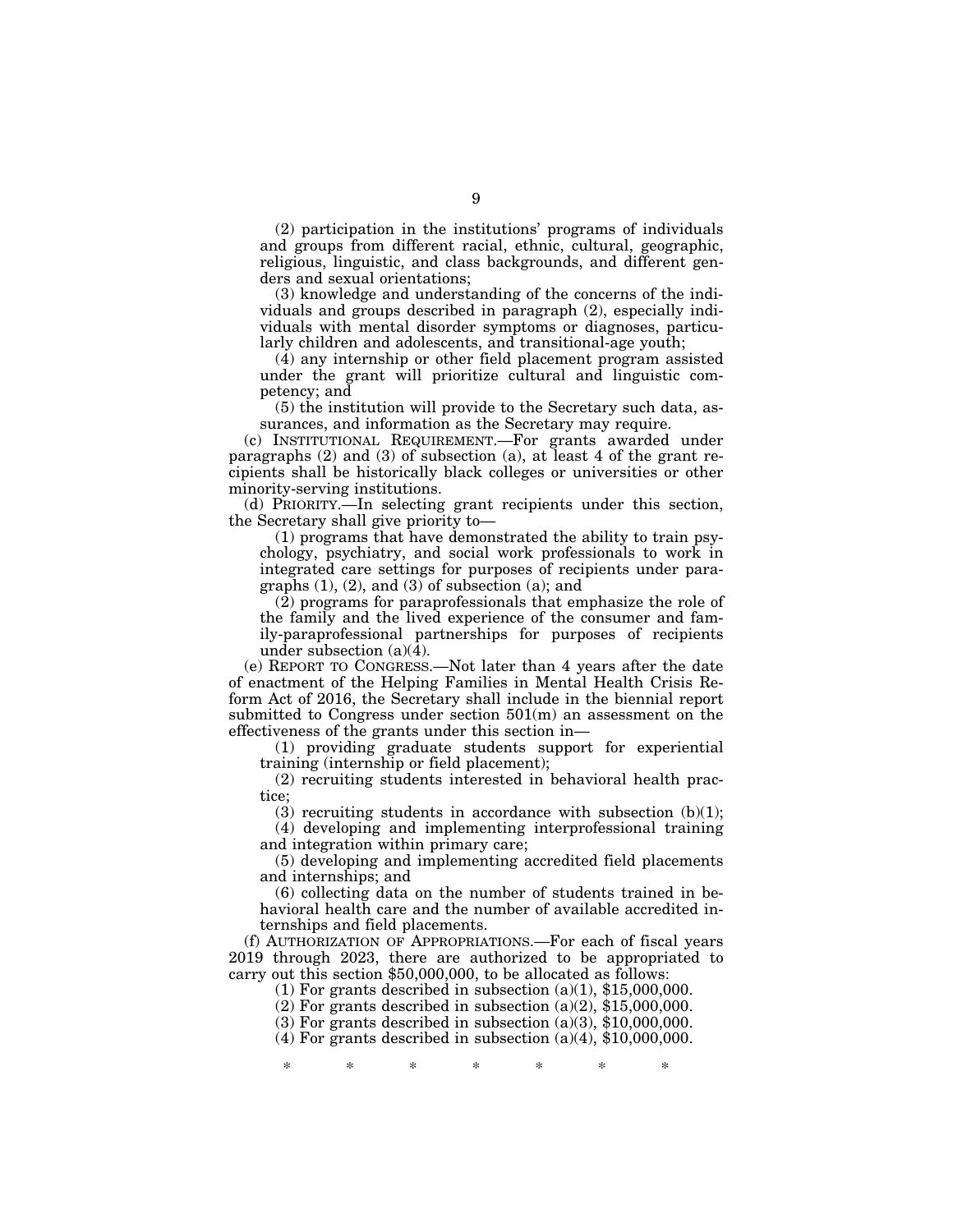(2) participation in the institutions' programs of individuals and groups from different racial, ethnic, cultural, geographic, religious, linguistic, and class backgrounds, and different genders and sexual orientations;

(3) knowledge and understanding of the concerns of the individuals and groups described in paragraph (2), especially individuals with mental disorder symptoms or diagnoses, particularly children and adolescents, and transitional-age youth;

(4) any internship or other field placement program assisted under the grant will prioritize cultural and linguistic competency; and

(5) the institution will provide to the Secretary such data, assurances, and information as the Secretary may require.

(c) INSTITUTIONAL REQUIREMENT.—For grants awarded under paragraphs (2) and (3) of subsection (a), at least 4 of the grant recipients shall be historically black colleges or universities or other minority-serving institutions.

(d) PRIORITY.—In selecting grant recipients under this section, the Secretary shall give priority to—

(1) programs that have demonstrated the ability to train psychology, psychiatry, and social work professionals to work in integrated care settings for purposes of recipients under paragraphs (1), (2), and (3) of subsection (a); and

(2) programs for paraprofessionals that emphasize the role of the family and the lived experience of the consumer and family-paraprofessional partnerships for purposes of recipients under subsection (a)(4).

(e) REPORT TO CONGRESS.—Not later than 4 years after the date of enactment of the Helping Families in Mental Health Crisis Reform Act of 2016, the Secretary shall include in the biennial report submitted to Congress under section 501(m) an assessment on the effectiveness of the grants under this section in—

(1) providing graduate students support for experiential training (internship or field placement);

(2) recruiting students interested in behavioral health practice;

(3) recruiting students in accordance with subsection (b)(1);

(4) developing and implementing interprofessional training and integration within primary care;

(5) developing and implementing accredited field placements and internships; and

(6) collecting data on the number of students trained in behavioral health care and the number of available accredited internships and field placements.

(f) AUTHORIZATION OF APPROPRIATIONS.—For each of fiscal years 2019 through 2023, there are authorized to be appropriated to carry out this section $50,000,000, to be allocated as follows:

(1) For grants described in subsection (a)(1), $15,000,000.

(2) For grants described in subsection (a)(2), $15,000,000.

(3) For grants described in subsection (a)(3), $10,000,000.

(4) For grants described in subsection (a)(4), $10,000,000.

\* \* \* \* \* \* \*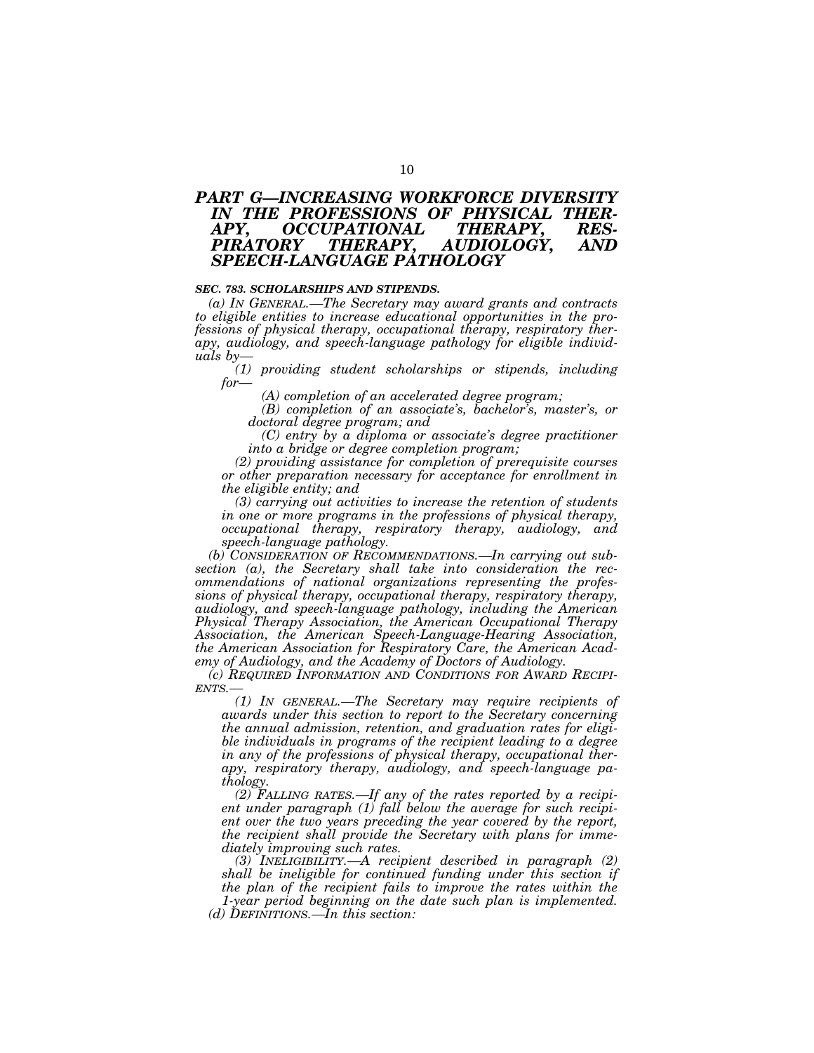## *PART G—INCREASING WORKFORCE DIVERSITY IN THE PROFESSIONS OF PHYSICAL THERAPY, OCCUPATIONAL THERAPY, RESPIRATORY THERAPY, AUDIOLOGY, AND SPEECH-LANGUAGE PATHOLOGY*

***SEC. 783. SCHOLARSHIPS AND STIPENDS.***

*(a) IN GENERAL.—The Secretary may award grants and contracts to eligible entities to increase educational opportunities in the professions of physical therapy, occupational therapy, respiratory therapy, audiology, and speech-language pathology for eligible individuals by—*

*(1) providing student scholarships or stipends, including for—*

*(A) completion of an accelerated degree program;*

*(B) completion of an associate's, bachelor's, master's, or doctoral degree program; and*

*(C) entry by a diploma or associate's degree practitioner into a bridge or degree completion program;*

*(2) providing assistance for completion of prerequisite courses or other preparation necessary for acceptance for enrollment in the eligible entity; and*

*(3) carrying out activities to increase the retention of students in one or more programs in the professions of physical therapy, occupational therapy, respiratory therapy, audiology, and speech-language pathology.*

*(b) CONSIDERATION OF RECOMMENDATIONS.—In carrying out subsection (a), the Secretary shall take into consideration the recommendations of national organizations representing the professions of physical therapy, occupational therapy, respiratory therapy, audiology, and speech-language pathology, including the American Physical Therapy Association, the American Occupational Therapy Association, the American Speech-Language-Hearing Association, the American Association for Respiratory Care, the American Academy of Audiology, and the Academy of Doctors of Audiology.*

*(c) REQUIRED INFORMATION AND CONDITIONS FOR AWARD RECIPIENTS.—*

*(1) IN GENERAL.—The Secretary may require recipients of awards under this section to report to the Secretary concerning the annual admission, retention, and graduation rates for eligible individuals in programs of the recipient leading to a degree in any of the professions of physical therapy, occupational therapy, respiratory therapy, audiology, and speech-language pathology.*

*(2) FALLING RATES.—If any of the rates reported by a recipient under paragraph (1) fall below the average for such recipient over the two years preceding the year covered by the report, the recipient shall provide the Secretary with plans for immediately improving such rates.*

*(3) INELIGIBILITY.—A recipient described in paragraph (2) shall be ineligible for continued funding under this section if the plan of the recipient fails to improve the rates within the 1-year period beginning on the date such plan is implemented.*

*(d) DEFINITIONS.—In this section:*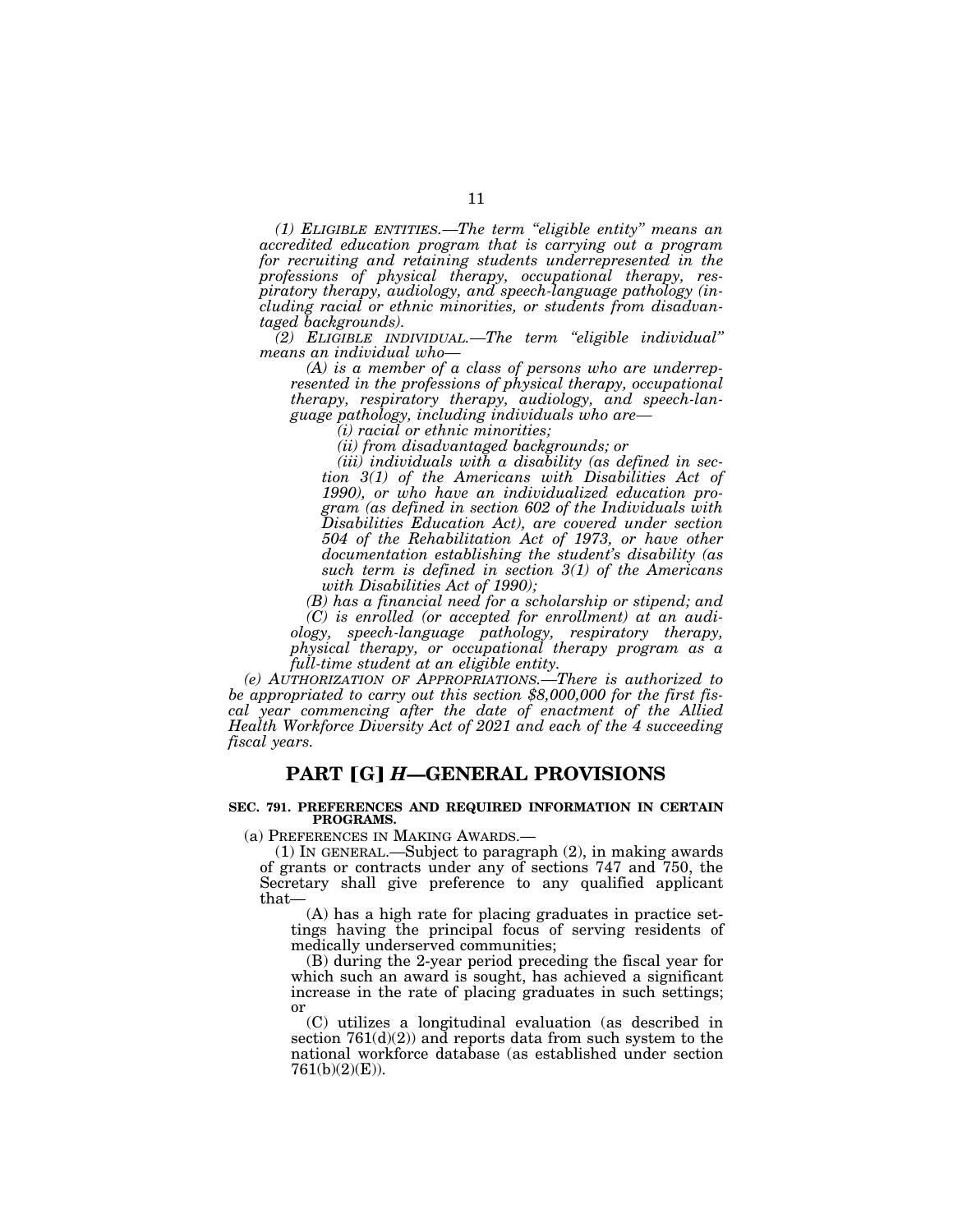*(1) ELIGIBLE ENTITIES.—The term "eligible entity" means an accredited education program that is carrying out a program for recruiting and retaining students underrepresented in the professions of physical therapy, occupational therapy, respiratory therapy, audiology, and speech-language pathology (including racial or ethnic minorities, or students from disadvantaged backgrounds).*

*(2) ELIGIBLE INDIVIDUAL.—The term "eligible individual" means an individual who—*

*(A) is a member of a class of persons who are underrepresented in the professions of physical therapy, occupational therapy, respiratory therapy, audiology, and speech-language pathology, including individuals who are—*

*(i) racial or ethnic minorities;*

*(ii) from disadvantaged backgrounds; or*

*(iii) individuals with a disability (as defined in section 3(1) of the Americans with Disabilities Act of 1990), or who have an individualized education program (as defined in section 602 of the Individuals with Disabilities Education Act), are covered under section 504 of the Rehabilitation Act of 1973, or have other documentation establishing the student's disability (as such term is defined in section 3(1) of the Americans with Disabilities Act of 1990);*

*(B) has a financial need for a scholarship or stipend; and*

*(C) is enrolled (or accepted for enrollment) at an audiology, speech-language pathology, respiratory therapy, physical therapy, or occupational therapy program as a full-time student at an eligible entity.*

*(e) AUTHORIZATION OF APPROPRIATIONS.—There is authorized to be appropriated to carry out this section $8,000,000 for the first fiscal year commencing after the date of enactment of the Allied Health Workforce Diversity Act of 2021 and each of the 4 succeeding fiscal years.*

## PART [G] *H*—GENERAL PROVISIONS

**SEC. 791. PREFERENCES AND REQUIRED INFORMATION IN CERTAIN PROGRAMS.**

(a) PREFERENCES IN MAKING AWARDS.—

(1) IN GENERAL.—Subject to paragraph (2), in making awards of grants or contracts under any of sections 747 and 750, the Secretary shall give preference to any qualified applicant that—

(A) has a high rate for placing graduates in practice settings having the principal focus of serving residents of medically underserved communities;

(B) during the 2-year period preceding the fiscal year for which such an award is sought, has achieved a significant increase in the rate of placing graduates in such settings; or

(C) utilizes a longitudinal evaluation (as described in section 761(d)(2)) and reports data from such system to the national workforce database (as established under section 761(b)(2)(E)).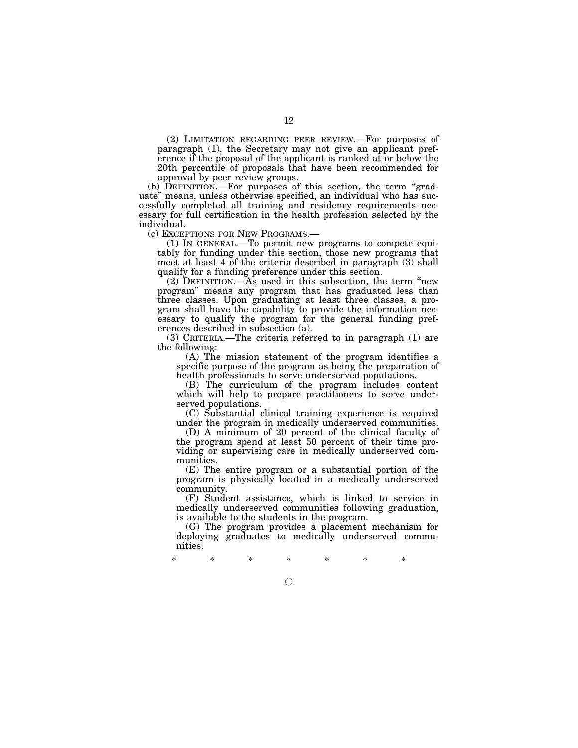(2) LIMITATION REGARDING PEER REVIEW.—For purposes of paragraph (1), the Secretary may not give an applicant preference if the proposal of the applicant is ranked at or below the 20th percentile of proposals that have been recommended for approval by peer review groups.

(b) DEFINITION.—For purposes of this section, the term "graduate" means, unless otherwise specified, an individual who has successfully completed all training and residency requirements necessary for full certification in the health profession selected by the individual.

(c) EXCEPTIONS FOR NEW PROGRAMS.—

(1) IN GENERAL.—To permit new programs to compete equitably for funding under this section, those new programs that meet at least 4 of the criteria described in paragraph (3) shall qualify for a funding preference under this section.

(2) DEFINITION.—As used in this subsection, the term "new program" means any program that has graduated less than three classes. Upon graduating at least three classes, a program shall have the capability to provide the information necessary to qualify the program for the general funding preferences described in subsection (a).

(3) CRITERIA.—The criteria referred to in paragraph (1) are the following:

(A) The mission statement of the program identifies a specific purpose of the program as being the preparation of health professionals to serve underserved populations.

(B) The curriculum of the program includes content which will help to prepare practitioners to serve underserved populations.

(C) Substantial clinical training experience is required under the program in medically underserved communities.

(D) A minimum of 20 percent of the clinical faculty of the program spend at least 50 percent of their time providing or supervising care in medically underserved communities.

(E) The entire program or a substantial portion of the program is physically located in a medically underserved community.

(F) Student assistance, which is linked to service in medically underserved communities following graduation, is available to the students in the program.

(G) The program provides a placement mechanism for deploying graduates to medically underserved communities.

\* \* \* \* \* \* \*